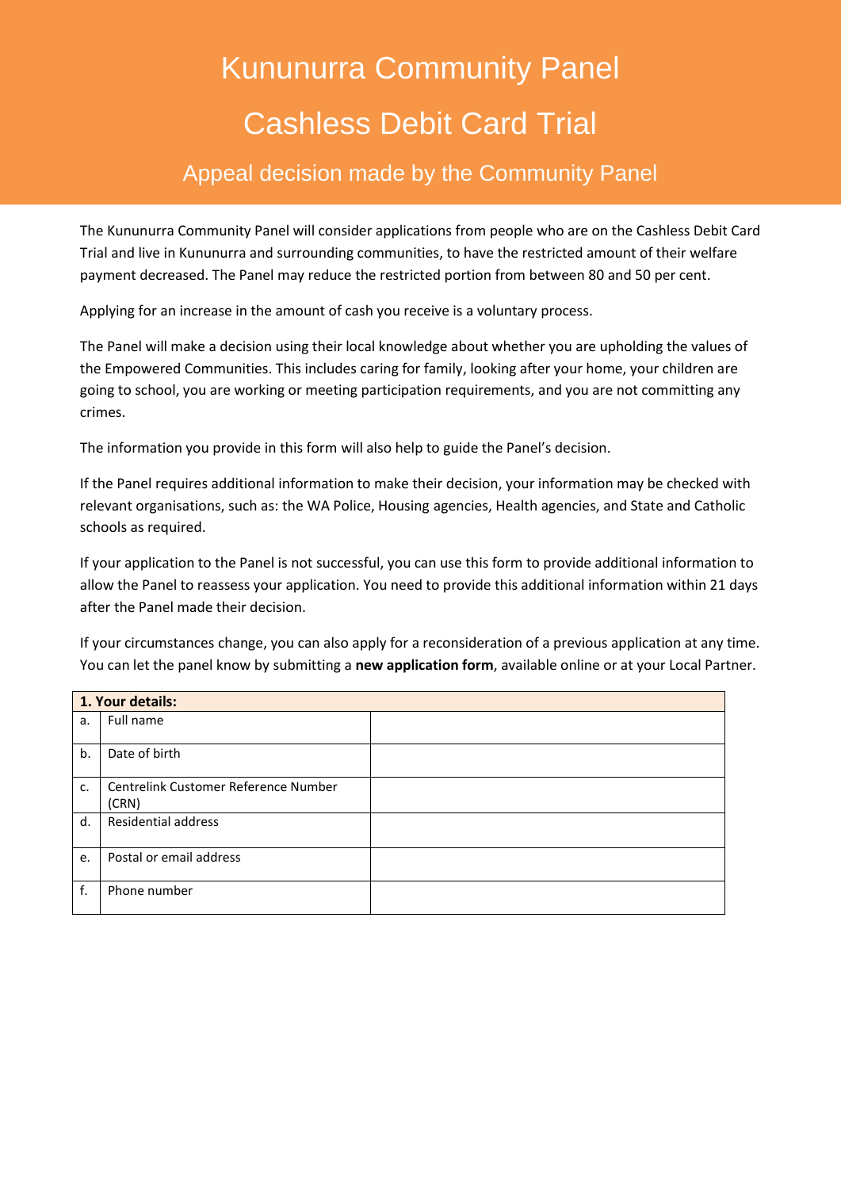# Kununurra Community Panel

# Cashless Debit Card Trial

## Appeal decision made by the Community Panel

The Kununurra Community Panel will consider applications from people who are on the Cashless Debit Card Trial and live in Kununurra and surrounding communities, to have the restricted amount of their welfare payment decreased. The Panel may reduce the restricted portion from between 80 and 50 per cent.

Applying for an increase in the amount of cash you receive is a voluntary process.

The Panel will make a decision using their local knowledge about whether you are upholding the values of the Empowered Communities. This includes caring for family, looking after your home, your children are going to school, you are working or meeting participation requirements, and you are not committing any crimes.

The information you provide in this form will also help to guide the Panel's decision.

If the Panel requires additional information to make their decision, your information may be checked with relevant organisations, such as: the WA Police, Housing agencies, Health agencies, and State and Catholic schools as required.

If your application to the Panel is not successful, you can use this form to provide additional information to allow the Panel to reassess your application. You need to provide this additional information within 21 days after the Panel made their decision.

If your circumstances change, you can also apply for a reconsideration of a previous application at any time. You can let the panel know by submitting a **new application form**, available online or at your Local Partner.

| **1. Your details:** | | |
|---|---|---|
| a. | Full name | |
| b. | Date of birth | |
| c. | Centrelink Customer Reference Number (CRN) | |
| d. | Residential address | |
| e. | Postal or email address | |
| f. | Phone number | |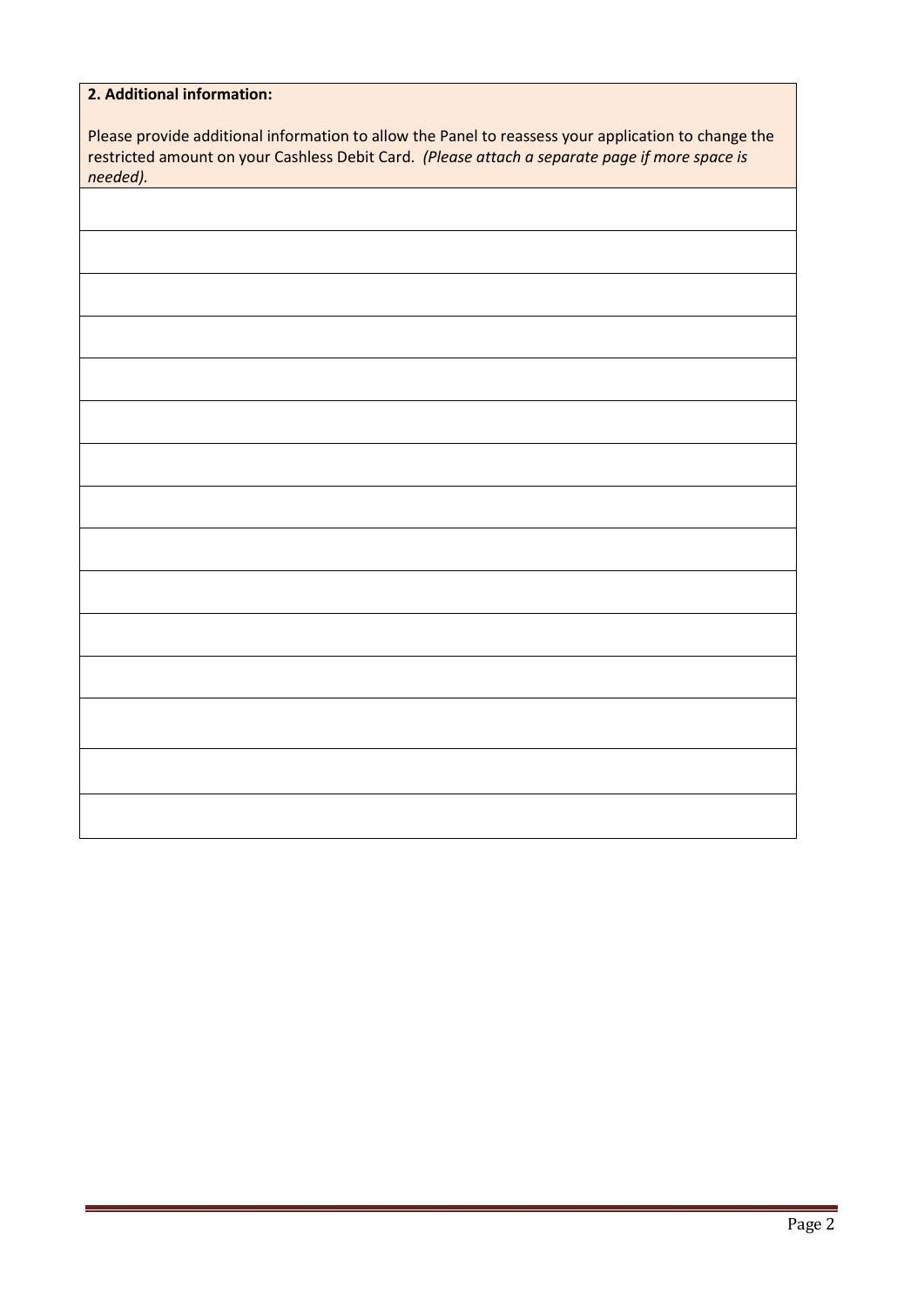| **2. Additional information:**<br><br>Please provide additional information to allow the Panel to reassess your application to change the restricted amount on your Cashless Debit Card. *(Please attach a separate page if more space is needed).* |
|---|
| |
| |
| |
| |
| |
| |
| |
| |
| |
| |
| |
| |
| |
| |
| |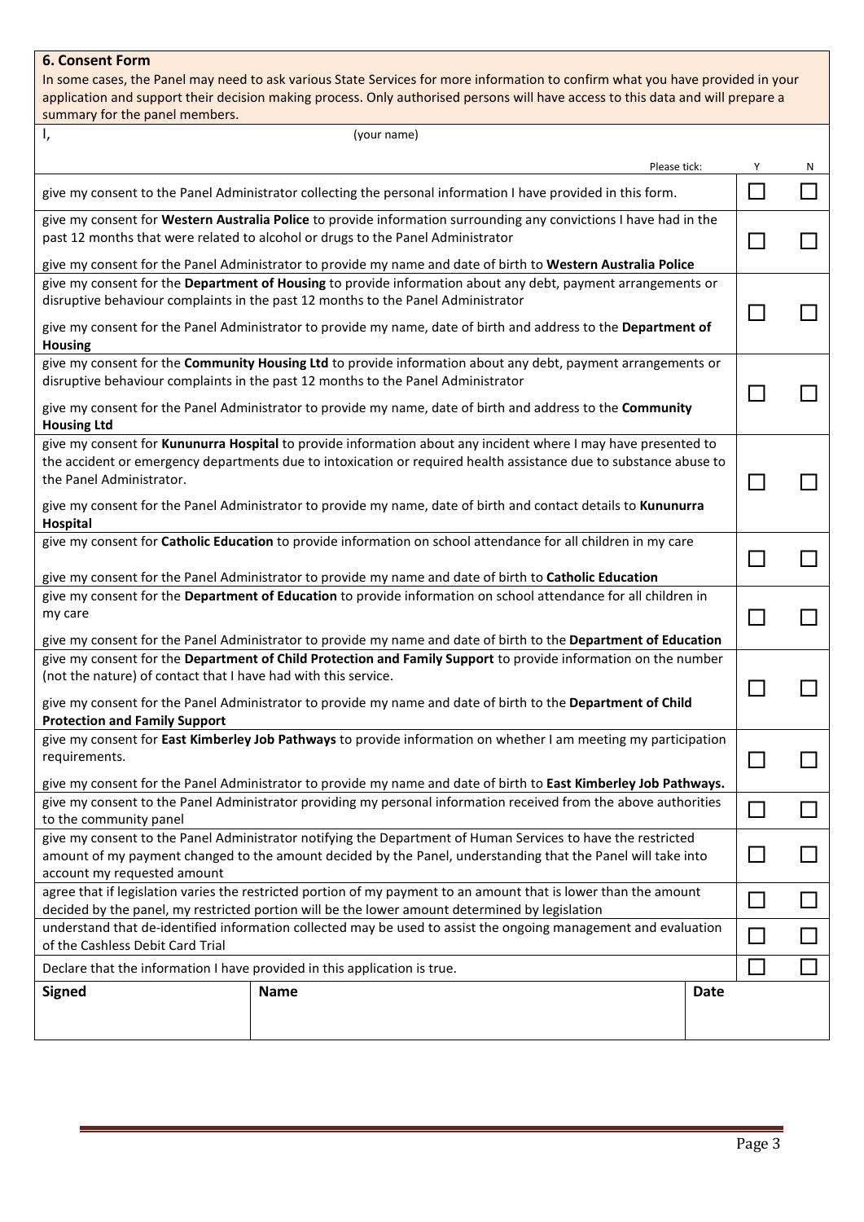## 6. Consent Form

In some cases, the Panel may need to ask various State Services for more information to confirm what you have provided in your application and support their decision making process. Only authorised persons will have access to this data and will prepare a summary for the panel members.

I, ______________________ (your name)

| Please tick: | Y | N |
|---|---|---|
| give my consent to the Panel Administrator collecting the personal information I have provided in this form. | ☐ | ☐ |
| give my consent for **Western Australia Police** to provide information surrounding any convictions I have had in the past 12 months that were related to alcohol or drugs to the Panel Administrator<br><br>give my consent for the Panel Administrator to provide my name and date of birth to **Western Australia Police** | ☐ | ☐ |
| give my consent for the **Department of Housing** to provide information about any debt, payment arrangements or disruptive behaviour complaints in the past 12 months to the Panel Administrator<br><br>give my consent for the Panel Administrator to provide my name, date of birth and address to the **Department of Housing** | ☐ | ☐ |
| give my consent for the **Community Housing Ltd** to provide information about any debt, payment arrangements or disruptive behaviour complaints in the past 12 months to the Panel Administrator<br><br>give my consent for the Panel Administrator to provide my name, date of birth and address to the **Community Housing Ltd** | ☐ | ☐ |
| give my consent for **Kununurra Hospital** to provide information about any incident where I may have presented to the accident or emergency departments due to intoxication or required health assistance due to substance abuse to the Panel Administrator.<br><br>give my consent for the Panel Administrator to provide my name, date of birth and contact details to **Kununurra Hospital** | ☐ | ☐ |
| give my consent for **Catholic Education** to provide information on school attendance for all children in my care<br><br>give my consent for the Panel Administrator to provide my name and date of birth to **Catholic Education** | ☐ | ☐ |
| give my consent for the **Department of Education** to provide information on school attendance for all children in my care<br><br>give my consent for the Panel Administrator to provide my name and date of birth to the **Department of Education** | ☐ | ☐ |
| give my consent for the **Department of Child Protection and Family Support** to provide information on the number (not the nature) of contact that I have had with this service.<br><br>give my consent for the Panel Administrator to provide my name and date of birth to the **Department of Child Protection and Family Support** | ☐ | ☐ |
| give my consent for **East Kimberley Job Pathways** to provide information on whether I am meeting my participation requirements.<br><br>give my consent for the Panel Administrator to provide my name and date of birth to **East Kimberley Job Pathways.** | ☐ | ☐ |
| give my consent to the Panel Administrator providing my personal information received from the above authorities to the community panel | ☐ | ☐ |
| give my consent to the Panel Administrator notifying the Department of Human Services to have the restricted amount of my payment changed to the amount decided by the Panel, understanding that the Panel will take into account my requested amount | ☐ | ☐ |
| agree that if legislation varies the restricted portion of my payment to an amount that is lower than the amount decided by the panel, my restricted portion will be the lower amount determined by legislation | ☐ | ☐ |
| understand that de-identified information collected may be used to assist the ongoing management and evaluation of the Cashless Debit Card Trial | ☐ | ☐ |
| Declare that the information I have provided in this application is true. | ☐ | ☐ |

| **Signed** | **Name** | **Date** |
|---|---|---|
| | | |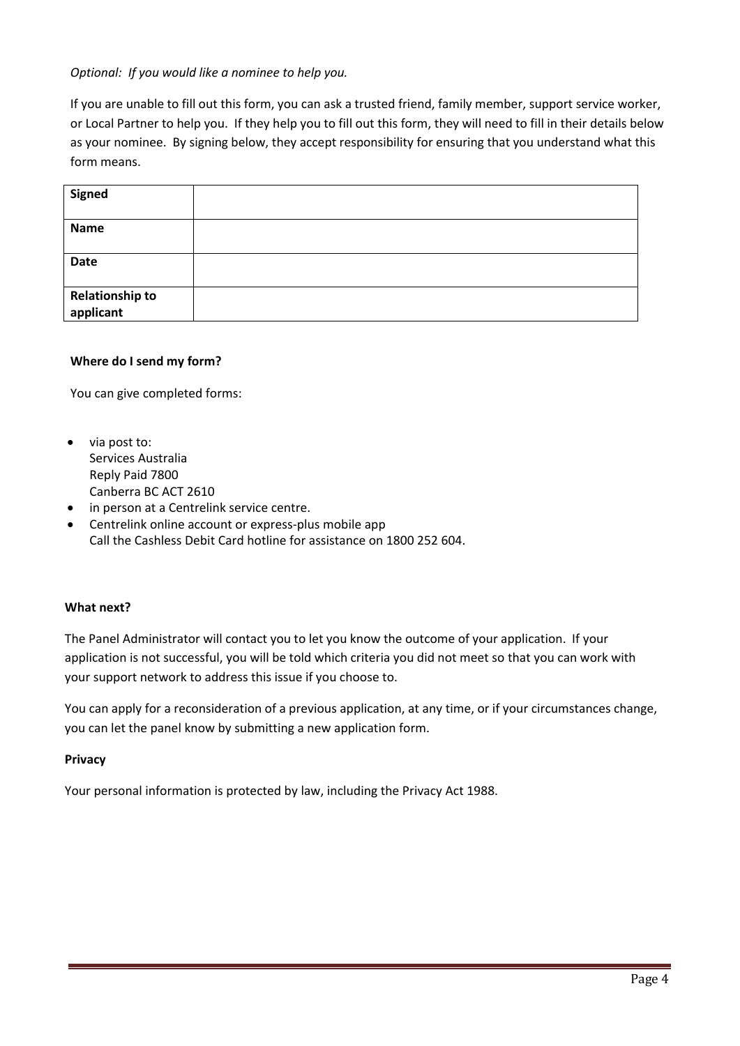*Optional: If you would like a nominee to help you.*

If you are unable to fill out this form, you can ask a trusted friend, family member, support service worker, or Local Partner to help you. If they help you to fill out this form, they will need to fill in their details below as your nominee. By signing below, they accept responsibility for ensuring that you understand what this form means.

| | |
|---|---|
| **Signed** | |
| **Name** | |
| **Date** | |
| **Relationship to applicant** | |

**Where do I send my form?**

You can give completed forms:

- via post to:
  Services Australia
  Reply Paid 7800
  Canberra BC ACT 2610
- in person at a Centrelink service centre.
- Centrelink online account or express-plus mobile app
  Call the Cashless Debit Card hotline for assistance on 1800 252 604.

**What next?**

The Panel Administrator will contact you to let you know the outcome of your application. If your application is not successful, you will be told which criteria you did not meet so that you can work with your support network to address this issue if you choose to.

You can apply for a reconsideration of a previous application, at any time, or if your circumstances change, you can let the panel know by submitting a new application form.

**Privacy**

Your personal information is protected by law, including the Privacy Act 1988.